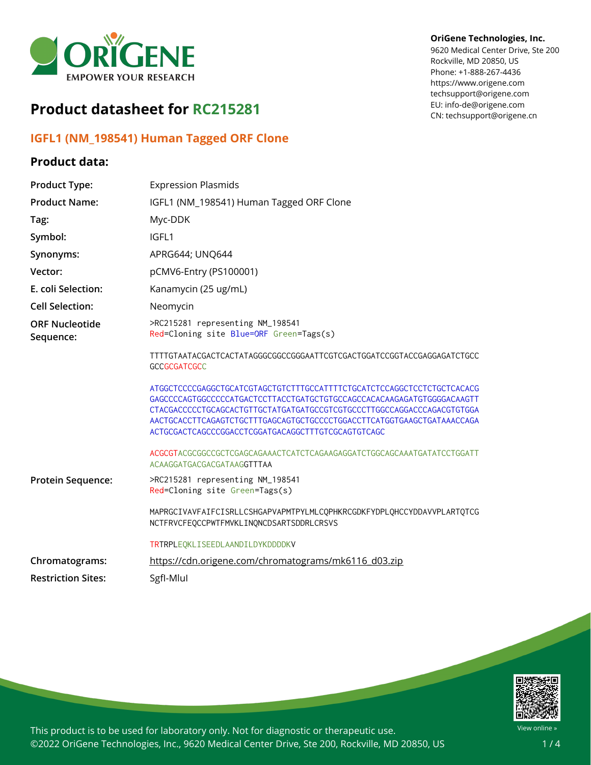OriGene Technologies, Inc.
9620 Medical Center Drive, Ste 200
Rockville, MD 20850, US
Phone: +1-888-267-4436
https://www.origene.com
techsupport@origene.com
EU: info-de@origene.com
CN: techsupport@origene.cn

# Product datasheet for RC215281

## IGFL1 (NM_198541) Human Tagged ORF Clone

### Product data:

| | |
|---|---|
| **Product Type:** | Expression Plasmids |
| **Product Name:** | IGFL1 (NM_198541) Human Tagged ORF Clone |
| **Tag:** | Myc-DDK |
| **Symbol:** | IGFL1 |
| **Synonyms:** | APRG644; UNQ644 |
| **Vector:** | pCMV6-Entry (PS100001) |
| **E. coli Selection:** | Kanamycin (25 ug/mL) |
| **Cell Selection:** | Neomycin |

**ORF Nucleotide Sequence:**

```
>RC215281 representing NM_198541
Red=Cloning site Blue=ORF Green=Tags(s)

TTTTGTAATACGACTCACTATAGGGCGGCCGGGAATTCGTCGACTGGATCCGGTACCGAGGAGATCTGCC
GCCGCGATCGCC

ATGGCTCCCCGAGGCTGCATCGTAGCTGTCTTTGCCATTTTCTGCATCTCCAGGCTCCTCTGCTCACACG
GAGCCCCAGTGGCCCCCATGACTCCTTACCTGATGCTGTGCCAGCCACACAAGAGATGTGGGGACAAGTT
CTACGACCCCCTGCAGCACTGTTGCTATGATGATGCCGTCGTGCCCTTGGCCAGGACCCAGACGTGTGGA
AACTGCACCTTCAGAGTCTGCTTTGAGCAGTGCTGCCCCTGGACCTTCATGGTGAAGCTGATAAACCAGA
ACTGCGACTCAGCCCGGACCTCGGATGACAGGCTTTGTCGCAGTGTCAGC

ACGCGTACGCGGCCGCTCGAGCAGAAACTCATCTCAGAAGAGGATCTGGCAGCAAATGATATCCTGGATT
ACAAGGATGACGACGATAAGGTTTAA
```

**Protein Sequence:**

```
>RC215281 representing NM_198541
Red=Cloning site Green=Tags(s)

MAPRGCIVAVFAIFCISRLLCSHGAPVAPMTPYLMLCQPHKRCGDKFYDPLQHCCYDDAVVPLARTQTCG
NCTFRVCFEQCCPWTFMVKLINQNCDSARTSDDRLCRSVS

TRTRPLEQKLISEEDLAANDILDYKDDDDKV
```

| | |
|---|---|
| **Chromatograms:** | https://cdn.origene.com/chromatograms/mk6116_d03.zip |
| **Restriction Sites:** | SgfI-MluI |

This product is to be used for laboratory only. Not for diagnostic or therapeutic use.
©2022 OriGene Technologies, Inc., 9620 Medical Center Drive, Ste 200, Rockville, MD 20850, US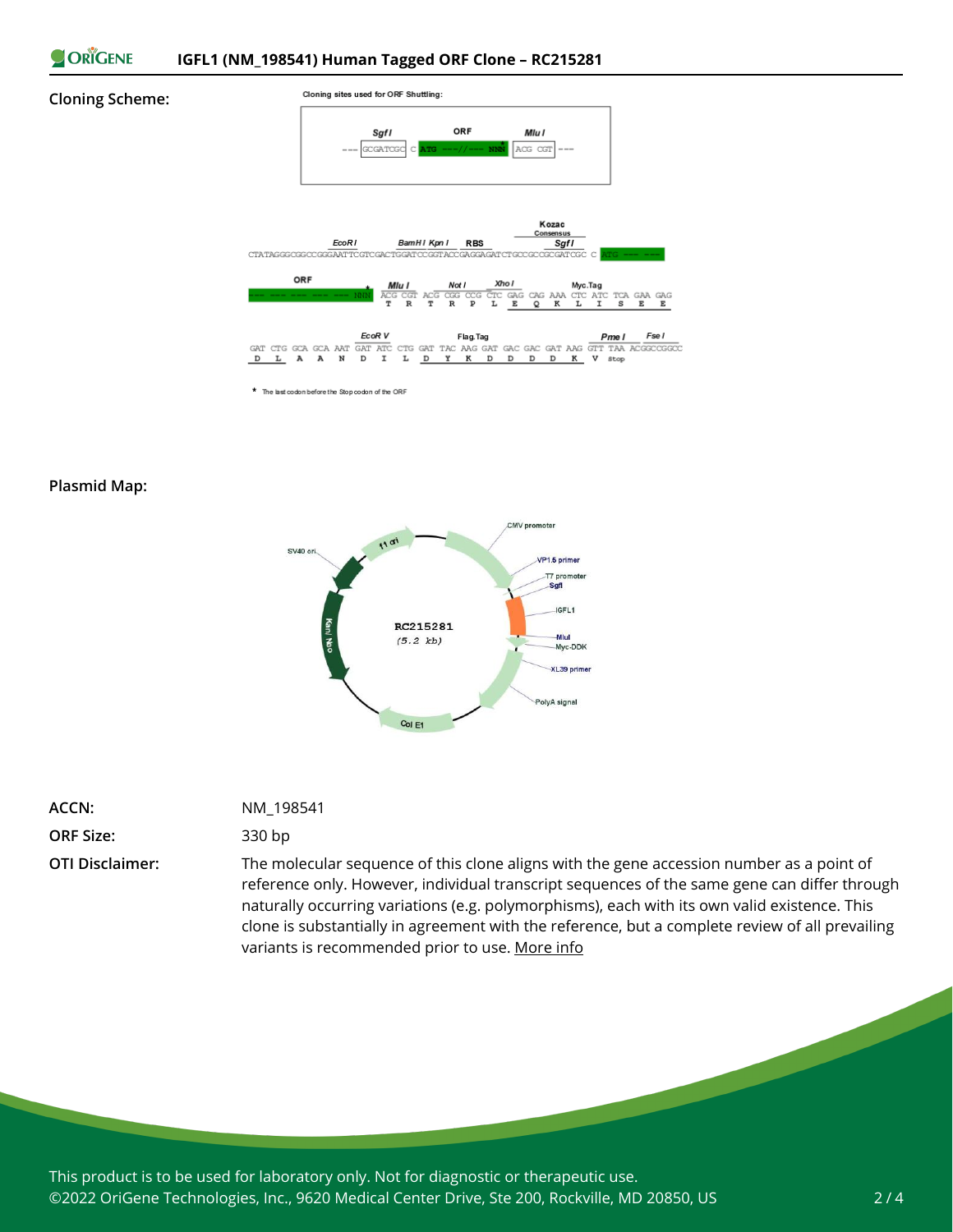**Cloning Scheme:**

Cloning sites used for ORF Shuttling:

```
         SgfI          ORF            MluI
--- GCGATCGC C ATG ---//--- NNN* ACG CGT ---
```

```
                EcoRI        BamHI KpnI  RBS          Kozac Consensus  SgfI
CTATAGGGCGGCCGGGAATTCGTCGACTGGATCCGGTACCGAGGAGATCTGCCGCCGCGATCGCC C ATG --- ---

ORF                         MluI     NotI       XhoI                  Myc.Tag
--- --- --- --- --- NNN*  ACG CGT ACG CGG CCG CTC GAG CAG AAA CTC ATC TCA GAA GAG
                           T   R   T   R   P   L   E   Q   K   L   I   S   E   E

                    EcoR V                  Flag.Tag                    PmeI      FseI
GAT CTG GCA GCA AAT GAT ATC CTG GAT TAC AAG GAT GAC GAC GAT AAG GTT TAA ACGGCCGGCC
 D   L   A   A   N   D   I   L   D   Y   K   D   D   D   D   K   V  stop
```

\* The last codon before the Stop codon of the ORF

**Plasmid Map:**

RC215281 (5.2 kb) — CMV promoter, VP1.5 primer, T7 promoter, SgfI, IGFL1, MluI, Myc-DDK, XL39 primer, PolyA signal, Col E1, Kan/Neo, SV40 ori, f1 ori

| | |
|---|---|
| **ACCN:** | NM_198541 |
| **ORF Size:** | 330 bp |
| **OTI Disclaimer:** | The molecular sequence of this clone aligns with the gene accession number as a point of reference only. However, individual transcript sequences of the same gene can differ through naturally occurring variations (e.g. polymorphisms), each with its own valid existence. This clone is substantially in agreement with the reference, but a complete review of all prevailing variants is recommended prior to use. More info |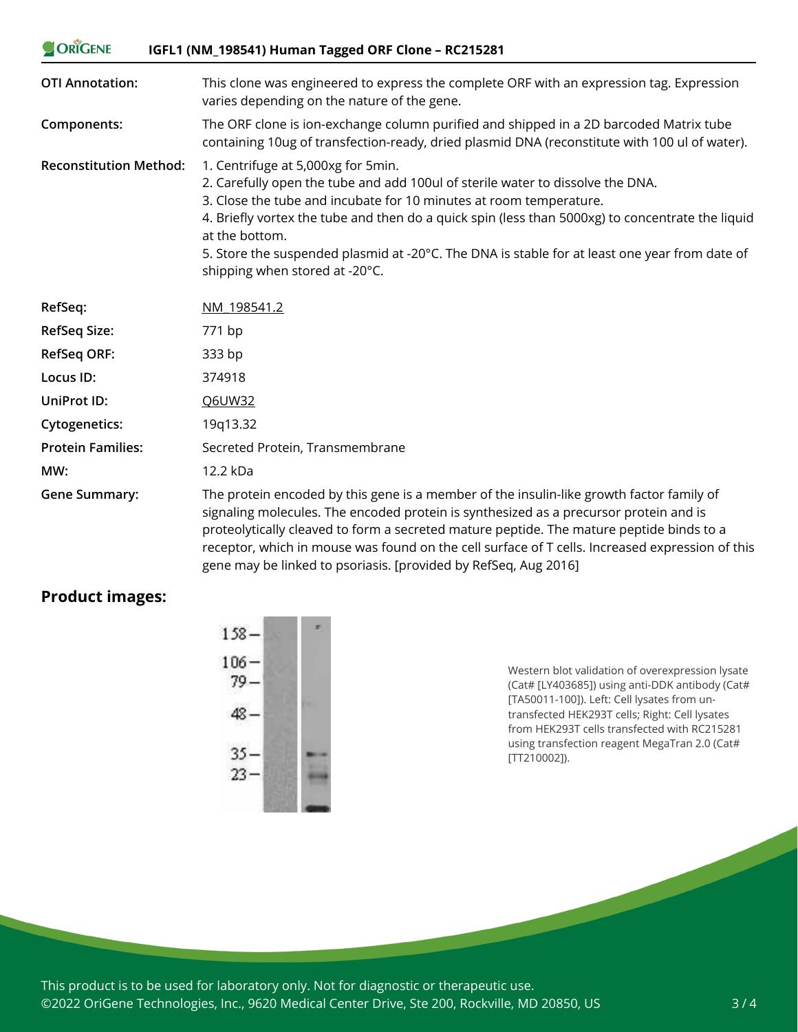| | |
|---|---|
| **OTI Annotation:** | This clone was engineered to express the complete ORF with an expression tag. Expression varies depending on the nature of the gene. |
| **Components:** | The ORF clone is ion-exchange column purified and shipped in a 2D barcoded Matrix tube containing 10ug of transfection-ready, dried plasmid DNA (reconstitute with 100 ul of water). |
| **Reconstitution Method:** | 1. Centrifuge at 5,000xg for 5min.<br>2. Carefully open the tube and add 100ul of sterile water to dissolve the DNA.<br>3. Close the tube and incubate for 10 minutes at room temperature.<br>4. Briefly vortex the tube and then do a quick spin (less than 5000xg) to concentrate the liquid at the bottom.<br>5. Store the suspended plasmid at -20°C. The DNA is stable for at least one year from date of shipping when stored at -20°C. |
| **RefSeq:** | NM_198541.2 |
| **RefSeq Size:** | 771 bp |
| **RefSeq ORF:** | 333 bp |
| **Locus ID:** | 374918 |
| **UniProt ID:** | Q6UW32 |
| **Cytogenetics:** | 19q13.32 |
| **Protein Families:** | Secreted Protein, Transmembrane |
| **MW:** | 12.2 kDa |
| **Gene Summary:** | The protein encoded by this gene is a member of the insulin-like growth factor family of signaling molecules. The encoded protein is synthesized as a precursor protein and is proteolytically cleaved to form a secreted mature peptide. The mature peptide binds to a receptor, which in mouse was found on the cell surface of T cells. Increased expression of this gene may be linked to psoriasis. [provided by RefSeq, Aug 2016] |

## Product images:

Western blot validation of overexpression lysate (Cat# [LY403685]) using anti-DDK antibody (Cat# [TA50011-100]). Left: Cell lysates from un-transfected HEK293T cells; Right: Cell lysates from HEK293T cells transfected with RC215281 using transfection reagent MegaTran 2.0 (Cat# [TT210002]).

This product is to be used for laboratory only. Not for diagnostic or therapeutic use.
©2022 OriGene Technologies, Inc., 9620 Medical Center Drive, Ste 200, Rockville, MD 20850, US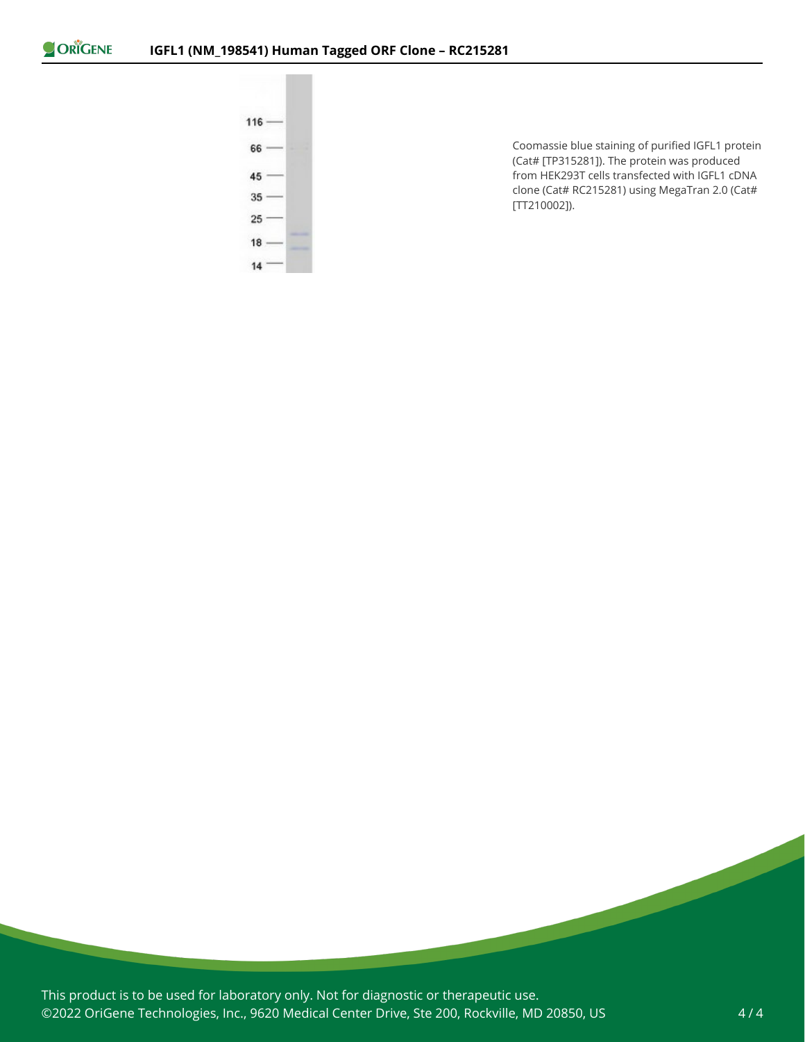116
66
45
35
25
18
14

Coomassie blue staining of purified IGFL1 protein (Cat# [TP315281]). The protein was produced from HEK293T cells transfected with IGFL1 cDNA clone (Cat# RC215281) using MegaTran 2.0 (Cat# [TT210002]).

This product is to be used for laboratory only. Not for diagnostic or therapeutic use.
©2022 OriGene Technologies, Inc., 9620 Medical Center Drive, Ste 200, Rockville, MD 20850, US